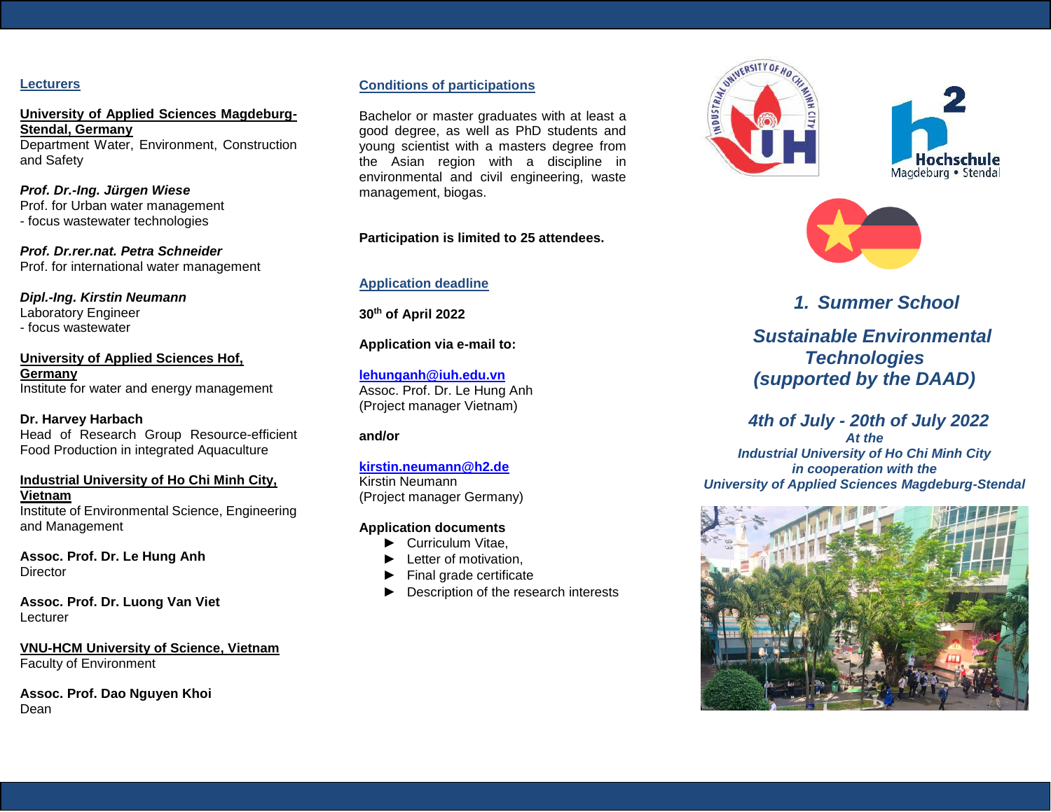## Lecturers

**University of Applied Sciences Magdeburg-Stendal, Germany**
Department Water, Environment, Construction and Safety

***Prof. Dr.-Ing. Jürgen Wiese***
Prof. for Urban water management
- focus wastewater technologies

***Prof. Dr.rer.nat. Petra Schneider***
Prof. for international water management

***Dipl.-Ing. Kirstin Neumann***
Laboratory Engineer
- focus wastewater

**University of Applied Sciences Hof, Germany**
Institute for water and energy management

**Dr. Harvey Harbach**
Head of Research Group Resource-efficient Food Production in integrated Aquaculture

**Industrial University of Ho Chi Minh City, Vietnam**
Institute of Environmental Science, Engineering and Management

**Assoc. Prof. Dr. Le Hung Anh**
Director

**Assoc. Prof. Dr. Luong Van Viet**
Lecturer

**VNU-HCM University of Science, Vietnam**
Faculty of Environment

**Assoc. Prof. Dao Nguyen Khoi**
Dean

## Conditions of participations

Bachelor or master graduates with at least a good degree, as well as PhD students and young scientist with a masters degree from the Asian region with a discipline in environmental and civil engineering, waste management, biogas.

**Participation is limited to 25 attendees.**

## Application deadline

**30th of April 2022**

**Application via e-mail to:**

**lehunganh@iuh.edu.vn**
Assoc. Prof. Dr. Le Hung Anh
(Project manager Vietnam)

**and/or**

**kirstin.neumann@h2.de**
Kirstin Neumann
(Project manager Germany)

**Application documents**

- Curriculum Vitae,
- Letter of motivation,
- Final grade certificate
- Description of the research interests

# *1. Summer School*

# *Sustainable Environmental Technologies (supported by the DAAD)*

## *4th of July - 20th of July 2022*

***At the***
***Industrial University of Ho Chi Minh City***
***in cooperation with the***
***University of Applied Sciences Magdeburg-Stendal***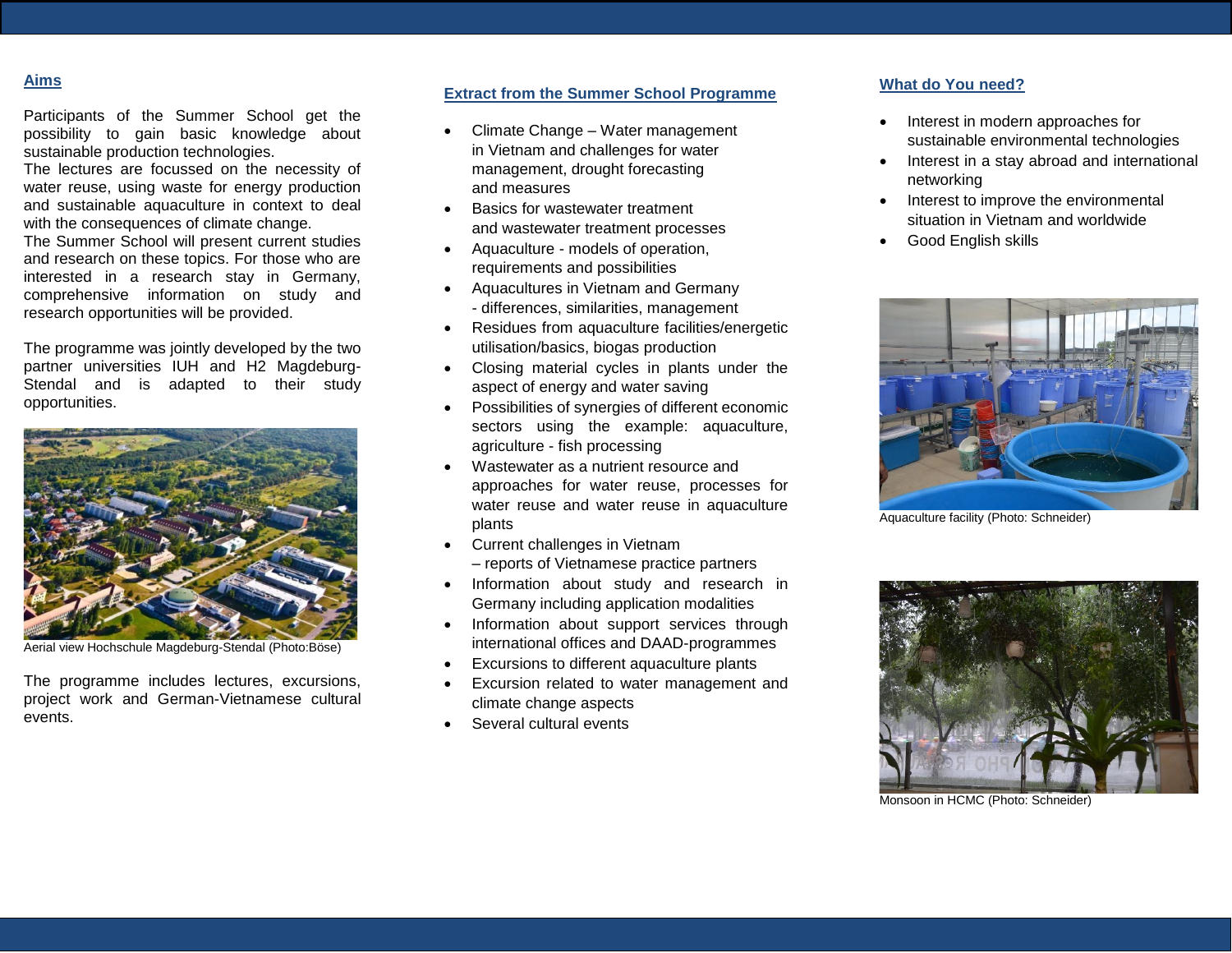## Aims

Participants of the Summer School get the possibility to gain basic knowledge about sustainable production technologies.
The lectures are focussed on the necessity of water reuse, using waste for energy production and sustainable aquaculture in context to deal with the consequences of climate change.
The Summer School will present current studies and research on these topics. For those who are interested in a research stay in Germany, comprehensive information on study and research opportunities will be provided.

The programme was jointly developed by the two partner universities IUH and H2 Magdeburg-Stendal and is adapted to their study opportunities.

Aerial view Hochschule Magdeburg-Stendal (Photo:Böse)

The programme includes lectures, excursions, project work and German-Vietnamese cultural events.

## Extract from the Summer School Programme

- Climate Change – Water management in Vietnam and challenges for water management, drought forecasting and measures
- Basics for wastewater treatment and wastewater treatment processes
- Aquaculture - models of operation, requirements and possibilities
- Aquacultures in Vietnam and Germany - differences, similarities, management
- Residues from aquaculture facilities/energetic utilisation/basics, biogas production
- Closing material cycles in plants under the aspect of energy and water saving
- Possibilities of synergies of different economic sectors using the example: aquaculture, agriculture - fish processing
- Wastewater as a nutrient resource and approaches for water reuse, processes for water reuse and water reuse in aquaculture plants
- Current challenges in Vietnam – reports of Vietnamese practice partners
- Information about study and research in Germany including application modalities
- Information about support services through international offices and DAAD-programmes
- Excursions to different aquaculture plants
- Excursion related to water management and climate change aspects
- Several cultural events

## What do You need?

- Interest in modern approaches for sustainable environmental technologies
- Interest in a stay abroad and international networking
- Interest to improve the environmental situation in Vietnam and worldwide
- Good English skills

Aquaculture facility (Photo: Schneider)

Monsoon in HCMC (Photo: Schneider)